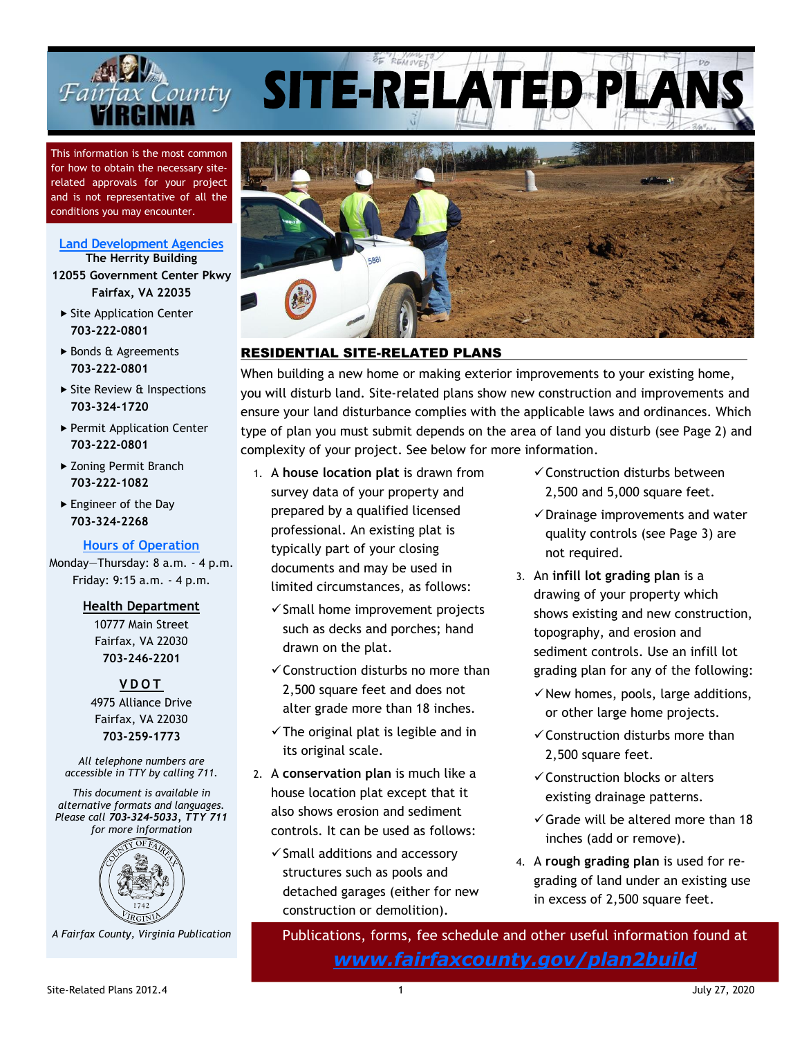# SITE-RELATED PLANS

This information is the most common for how to obtain the necessary site-related approvals for your project and is not representative of all the conditions you may encounter.

**Land Development Agencies**
**The Herrity Building**
**12055 Government Center Pkwy**
**Fairfax, VA 22035**

- Site Application Center **703-222-0801**
- Bonds & Agreements **703-222-0801**
- Site Review & Inspections **703-324-1720**
- Permit Application Center **703-222-0801**
- Zoning Permit Branch **703-222-1082**
- Engineer of the Day **703-324-2268**

**Hours of Operation**
Monday—Thursday: 8 a.m. - 4 p.m.
Friday: 9:15 a.m. - 4 p.m.

**Health Department**
10777 Main Street
Fairfax, VA 22030
**703-246-2201**

**VDOT**
4975 Alliance Drive
Fairfax, VA 22030
**703-259-1773**

*All telephone numbers are accessible in TTY by calling 711.*

*This document is available in alternative formats and languages. Please call **703-324-5033, TTY 711** for more information*

*A Fairfax County, Virginia Publication*

## RESIDENTIAL SITE-RELATED PLANS

When building a new home or making exterior improvements to your existing home, you will disturb land. Site-related plans show new construction and improvements and ensure your land disturbance complies with the applicable laws and ordinances. Which type of plan you must submit depends on the area of land you disturb (see Page 2) and complexity of your project. See below for more information.

1. A **house location plat** is drawn from survey data of your property and prepared by a qualified licensed professional. An existing plat is typically part of your closing documents and may be used in limited circumstances, as follows:
   - ✓ Small home improvement projects such as decks and porches; hand drawn on the plat.
   - ✓ Construction disturbs no more than 2,500 square feet and does not alter grade more than 18 inches.
   - ✓ The original plat is legible and in its original scale.
2. A **conservation plan** is much like a house location plat except that it also shows erosion and sediment controls. It can be used as follows:
   - ✓ Small additions and accessory structures such as pools and detached garages (either for new construction or demolition).
   - ✓ Construction disturbs between 2,500 and 5,000 square feet.
   - ✓ Drainage improvements and water quality controls (see Page 3) are not required.
3. An **infill lot grading plan** is a drawing of your property which shows existing and new construction, topography, and erosion and sediment controls. Use an infill lot grading plan for any of the following:
   - ✓ New homes, pools, large additions, or other large home projects.
   - ✓ Construction disturbs more than 2,500 square feet.
   - ✓ Construction blocks or alters existing drainage patterns.
   - ✓ Grade will be altered more than 18 inches (add or remove).
4. A **rough grading plan** is used for re-grading of land under an existing use in excess of 2,500 square feet.

Publications, forms, fee schedule and other useful information found at **www.fairfaxcounty.gov/plan2build**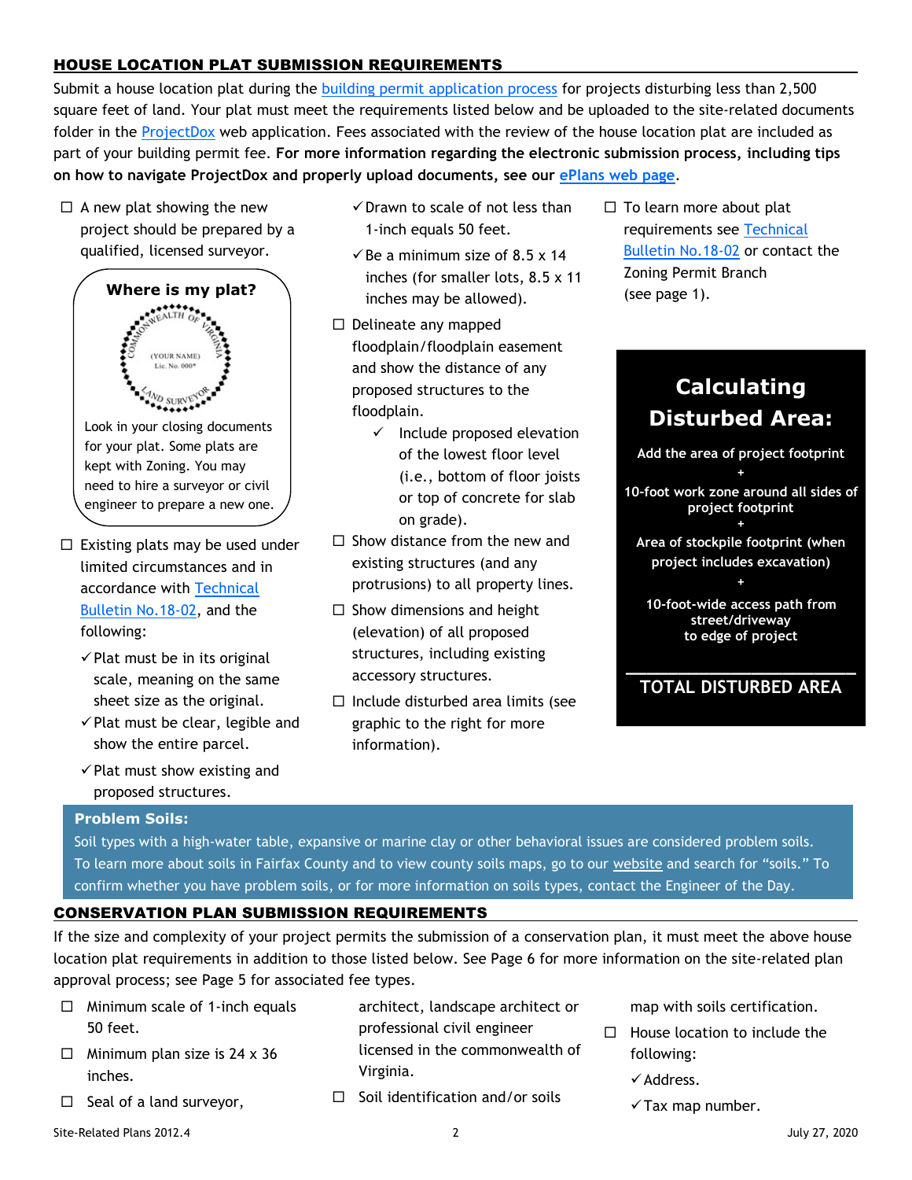## HOUSE LOCATION PLAT SUBMISSION REQUIREMENTS

Submit a house location plat during the building permit application process for projects disturbing less than 2,500 square feet of land. Your plat must meet the requirements listed below and be uploaded to the site-related documents folder in the ProjectDox web application. Fees associated with the review of the house location plat are included as part of your building permit fee. **For more information regarding the electronic submission process, including tips on how to navigate ProjectDox and properly upload documents, see our ePlans web page.**

- ☐ A new plat showing the new project should be prepared by a qualified, licensed surveyor.

**Where is my plat?**

COMMONWEALTH OF VIRGINIA (YOUR NAME) Lic. No. 000* LAND SURVEYOR

Look in your closing documents for your plat. Some plats are kept with Zoning. You may need to hire a surveyor or civil engineer to prepare a new one.

- ☐ Existing plats may be used under limited circumstances and in accordance with Technical Bulletin No.18-02, and the following:
  - ✓ Plat must be in its original scale, meaning on the same sheet size as the original.
  - ✓ Plat must be clear, legible and show the entire parcel.
  - ✓ Plat must show existing and proposed structures.
  - ✓ Drawn to scale of not less than 1-inch equals 50 feet.
  - ✓ Be a minimum size of 8.5 x 14 inches (for smaller lots, 8.5 x 11 inches may be allowed).
- ☐ Delineate any mapped floodplain/floodplain easement and show the distance of any proposed structures to the floodplain.
  - ✓ Include proposed elevation of the lowest floor level (i.e., bottom of floor joists or top of concrete for slab on grade).
- ☐ Show distance from the new and existing structures (and any protrusions) to all property lines.
- ☐ Show dimensions and height (elevation) of all proposed structures, including existing accessory structures.
- ☐ Include disturbed area limits (see graphic to the right for more information).
- ☐ To learn more about plat requirements see Technical Bulletin No.18-02 or contact the Zoning Permit Branch (see page 1).

**Calculating Disturbed Area:**

**Add the area of project footprint**
**+**
**10-foot work zone around all sides of project footprint**
**+**
**Area of stockpile footprint (when project includes excavation)**
**+**
**10-foot-wide access path from street/driveway to edge of project**

**TOTAL DISTURBED AREA**

**Problem Soils:**
Soil types with a high-water table, expansive or marine clay or other behavioral issues are considered problem soils. To learn more about soils in Fairfax County and to view county soils maps, go to our website and search for "soils." To confirm whether you have problem soils, or for more information on soils types, contact the Engineer of the Day.

## CONSERVATION PLAN SUBMISSION REQUIREMENTS

If the size and complexity of your project permits the submission of a conservation plan, it must meet the above house location plat requirements in addition to those listed below. See Page 6 for more information on the site-related plan approval process; see Page 5 for associated fee types.

- ☐ Minimum scale of 1-inch equals 50 feet.
- ☐ Minimum plan size is 24 x 36 inches.
- ☐ Seal of a land surveyor, architect, landscape architect or professional civil engineer licensed in the commonwealth of Virginia.
- ☐ Soil identification and/or soils map with soils certification.
- ☐ House location to include the following:
  - ✓ Address.
  - ✓ Tax map number.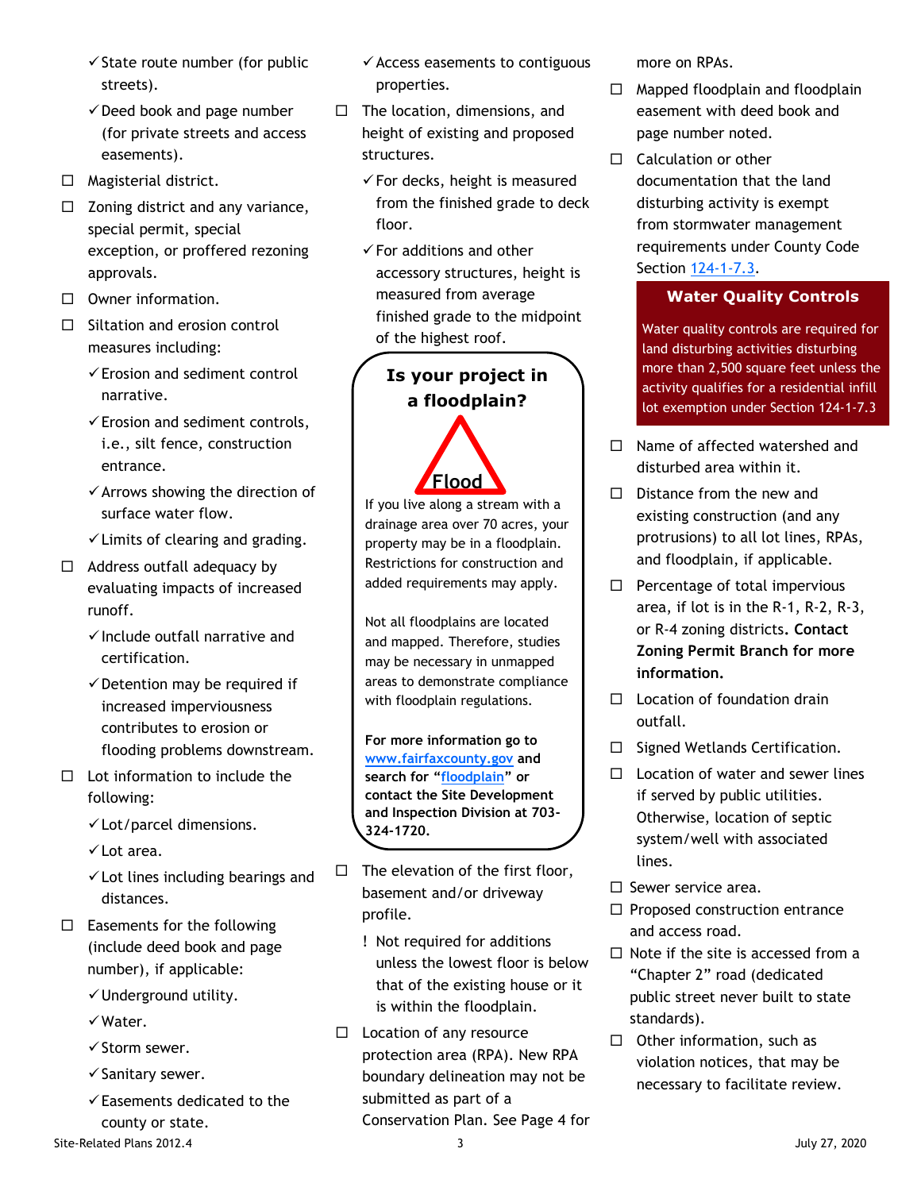- ✓ State route number (for public streets).
- ✓ Deed book and page number (for private streets and access easements).

- ☐ Magisterial district.
- ☐ Zoning district and any variance, special permit, special exception, or proffered rezoning approvals.
- ☐ Owner information.
- ☐ Siltation and erosion control measures including:
  - ✓ Erosion and sediment control narrative.
  - ✓ Erosion and sediment controls, i.e., silt fence, construction entrance.
  - ✓ Arrows showing the direction of surface water flow.
  - ✓ Limits of clearing and grading.
- ☐ Address outfall adequacy by evaluating impacts of increased runoff.
  - ✓ Include outfall narrative and certification.
  - ✓ Detention may be required if increased imperviousness contributes to erosion or flooding problems downstream.
- ☐ Lot information to include the following:
  - ✓ Lot/parcel dimensions.
  - ✓ Lot area.
  - ✓ Lot lines including bearings and distances.
- ☐ Easements for the following (include deed book and page number), if applicable:
  - ✓ Underground utility.
  - ✓ Water.
  - ✓ Storm sewer.
  - ✓ Sanitary sewer.
  - ✓ Easements dedicated to the county or state.
  - ✓ Access easements to contiguous properties.
- ☐ The location, dimensions, and height of existing and proposed structures.
  - ✓ For decks, height is measured from the finished grade to deck floor.
  - ✓ For additions and other accessory structures, height is measured from average finished grade to the midpoint of the highest roof.

**Is your project in a floodplain?**

Flood

If you live along a stream with a drainage area over 70 acres, your property may be in a floodplain. Restrictions for construction and added requirements may apply.

Not all floodplains are located and mapped. Therefore, studies may be necessary in unmapped areas to demonstrate compliance with floodplain regulations.

**For more information go to [www.fairfaxcounty.gov](www.fairfaxcounty.gov) and search for "[floodplain]" or contact the Site Development and Inspection Division at 703-324-1720.**

- ☐ The elevation of the first floor, basement and/or driveway profile.
  - ! Not required for additions unless the lowest floor is below that of the existing house or it is within the floodplain.
- ☐ Location of any resource protection area (RPA). New RPA boundary delineation may not be submitted as part of a Conservation Plan. See Page 4 for more on RPAs.
- ☐ Mapped floodplain and floodplain easement with deed book and page number noted.
- ☐ Calculation or other documentation that the land disturbing activity is exempt from stormwater management requirements under County Code Section [124-1-7.3].

**Water Quality Controls**

Water quality controls are required for land disturbing activities disturbing more than 2,500 square feet unless the activity qualifies for a residential infill lot exemption under Section 124-1-7.3

- ☐ Name of affected watershed and disturbed area within it.
- ☐ Distance from the new and existing construction (and any protrusions) to all lot lines, RPAs, and floodplain, if applicable.
- ☐ Percentage of total impervious area, if lot is in the R-1, R-2, R-3, or R-4 zoning districts. **Contact Zoning Permit Branch for more information.**
- ☐ Location of foundation drain outfall.
- ☐ Signed Wetlands Certification.
- ☐ Location of water and sewer lines if served by public utilities. Otherwise, location of septic system/well with associated lines.
- ☐ Sewer service area.
- ☐ Proposed construction entrance and access road.
- ☐ Note if the site is accessed from a "Chapter 2" road (dedicated public street never built to state standards).
- ☐ Other information, such as violation notices, that may be necessary to facilitate review.

Site-Related Plans 2012.4 July 27, 2020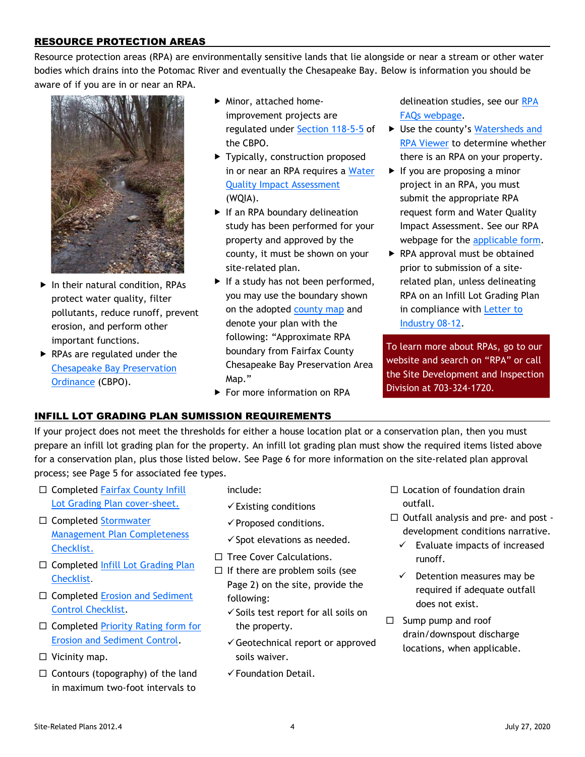## RESOURCE PROTECTION AREAS

Resource protection areas (RPA) are environmentally sensitive lands that lie alongside or near a stream or other water bodies which drains into the Potomac River and eventually the Chesapeake Bay. Below is information you should be aware of if you are in or near an RPA.

- In their natural condition, RPAs protect water quality, filter pollutants, reduce runoff, prevent erosion, and perform other important functions.
- RPAs are regulated under the Chesapeake Bay Preservation Ordinance (CBPO).
- Minor, attached home-improvement projects are regulated under Section 118-5-5 of the CBPO.
- Typically, construction proposed in or near an RPA requires a Water Quality Impact Assessment (WQIA).
- If an RPA boundary delineation study has been performed for your property and approved by the county, it must be shown on your site-related plan.
- If a study has not been performed, you may use the boundary shown on the adopted county map and denote your plan with the following: "Approximate RPA boundary from Fairfax County Chesapeake Bay Preservation Area Map."
- For more information on RPA delineation studies, see our RPA FAQs webpage.
- Use the county's Watersheds and RPA Viewer to determine whether there is an RPA on your property.
- If you are proposing a minor project in an RPA, you must submit the appropriate RPA request form and Water Quality Impact Assessment. See our RPA webpage for the applicable form.
- RPA approval must be obtained prior to submission of a site-related plan, unless delineating RPA on an Infill Lot Grading Plan in compliance with Letter to Industry 08-12.

To learn more about RPAs, go to our website and search on "RPA" or call the Site Development and Inspection Division at 703-324-1720.

## INFILL LOT GRADING PLAN SUMISSION REQUIREMENTS

If your project does not meet the thresholds for either a house location plat or a conservation plan, then you must prepare an infill lot grading plan for the property. An infill lot grading plan must show the required items listed above for a conservation plan, plus those listed below. See Page 6 for more information on the site-related plan approval process; see Page 5 for associated fee types.

- ☐ Completed Fairfax County Infill Lot Grading Plan cover-sheet.
- ☐ Completed Stormwater Management Plan Completeness Checklist.
- ☐ Completed Infill Lot Grading Plan Checklist.
- ☐ Completed Erosion and Sediment Control Checklist.
- ☐ Completed Priority Rating form for Erosion and Sediment Control.
- ☐ Vicinity map.
- ☐ Contours (topography) of the land in maximum two-foot intervals to include:
  - ✓ Existing conditions
  - ✓ Proposed conditions.
  - ✓ Spot elevations as needed.
- ☐ Tree Cover Calculations.
- ☐ If there are problem soils (see Page 2) on the site, provide the following:
  - ✓ Soils test report for all soils on the property.
  - ✓ Geotechnical report or approved soils waiver.
  - ✓ Foundation Detail.
- ☐ Location of foundation drain outfall.
- ☐ Outfall analysis and pre- and post - development conditions narrative.
  - ✓ Evaluate impacts of increased runoff.
  - ✓ Detention measures may be required if adequate outfall does not exist.
- ☐ Sump pump and roof drain/downspout discharge locations, when applicable.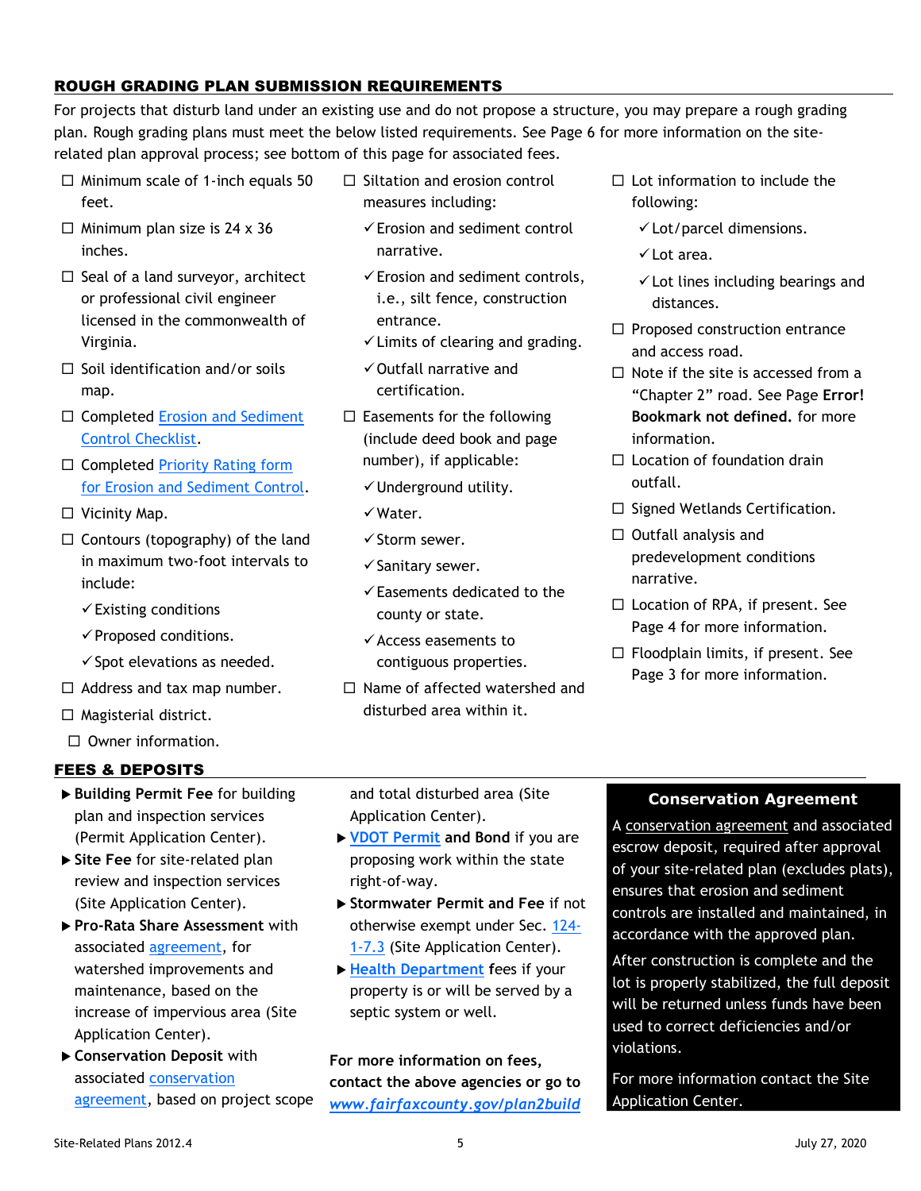## ROUGH GRADING PLAN SUBMISSION REQUIREMENTS

For projects that disturb land under an existing use and do not propose a structure, you may prepare a rough grading plan. Rough grading plans must meet the below listed requirements. See Page 6 for more information on the site-related plan approval process; see bottom of this page for associated fees.

- ☐ Minimum scale of 1-inch equals 50 feet.
- ☐ Minimum plan size is 24 x 36 inches.
- ☐ Seal of a land surveyor, architect or professional civil engineer licensed in the commonwealth of Virginia.
- ☐ Soil identification and/or soils map.
- ☐ Completed Erosion and Sediment Control Checklist.
- ☐ Completed Priority Rating form for Erosion and Sediment Control.
- ☐ Vicinity Map.
- ☐ Contours (topography) of the land in maximum two-foot intervals to include:
  - ✓ Existing conditions
  - ✓ Proposed conditions.
  - ✓ Spot elevations as needed.
- ☐ Address and tax map number.
- ☐ Magisterial district.
- ☐ Owner information.
- ☐ Siltation and erosion control measures including:
  - ✓ Erosion and sediment control narrative.
  - ✓ Erosion and sediment controls, i.e., silt fence, construction entrance.
  - ✓ Limits of clearing and grading.
  - ✓ Outfall narrative and certification.
- ☐ Easements for the following (include deed book and page number), if applicable:
  - ✓ Underground utility.
  - ✓ Water.
  - ✓ Storm sewer.
  - ✓ Sanitary sewer.
  - ✓ Easements dedicated to the county or state.
  - ✓ Access easements to contiguous properties.
- ☐ Name of affected watershed and disturbed area within it.
- ☐ Lot information to include the following:
  - ✓ Lot/parcel dimensions.
  - ✓ Lot area.
  - ✓ Lot lines including bearings and distances.
- ☐ Proposed construction entrance and access road.
- ☐ Note if the site is accessed from a "Chapter 2" road. See Page **Error! Bookmark not defined.** for more information.
- ☐ Location of foundation drain outfall.
- ☐ Signed Wetlands Certification.
- ☐ Outfall analysis and predevelopment conditions narrative.
- ☐ Location of RPA, if present. See Page 4 for more information.
- ☐ Floodplain limits, if present. See Page 3 for more information.

## FEES & DEPOSITS

- ▶ **Building Permit Fee** for building plan and inspection services (Permit Application Center).
- ▶ **Site Fee** for site-related plan review and inspection services (Site Application Center).
- ▶ **Pro-Rata Share Assessment** with associated agreement, for watershed improvements and maintenance, based on the increase of impervious area (Site Application Center).
- ▶ **Conservation Deposit** with associated conservation agreement, based on project scope and total disturbed area (Site Application Center).
- ▶ **VDOT Permit and Bond** if you are proposing work within the state right-of-way.
- ▶ **Stormwater Permit and Fee** if not otherwise exempt under Sec. 124-1-7.3 (Site Application Center).
- ▶ **Health Department** fees if your property is or will be served by a septic system or well.

**For more information on fees, contact the above agencies or go to *www.fairfaxcounty.gov/plan2build***

### Conservation Agreement

A conservation agreement and associated escrow deposit, required after approval of your site-related plan (excludes plats), ensures that erosion and sediment controls are installed and maintained, in accordance with the approved plan.

After construction is complete and the lot is properly stabilized, the full deposit will be returned unless funds have been used to correct deficiencies and/or violations.

For more information contact the Site Application Center.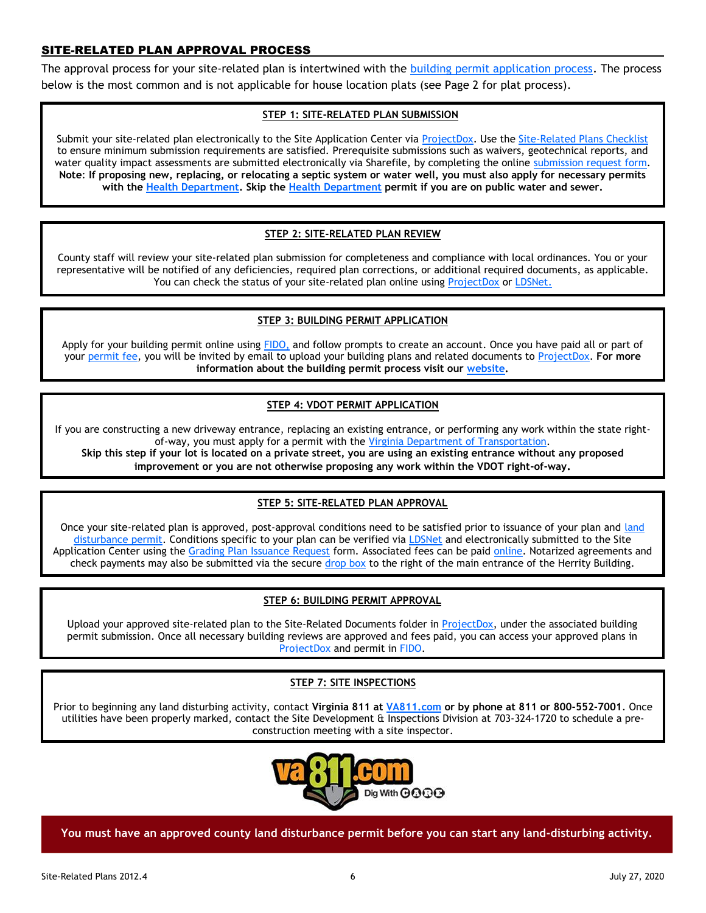## SITE-RELATED PLAN APPROVAL PROCESS

The approval process for your site-related plan is intertwined with the building permit application process. The process below is the most common and is not applicable for house location plats (see Page 2 for plat process).

### STEP 1: SITE-RELATED PLAN SUBMISSION

Submit your site-related plan electronically to the Site Application Center via ProjectDox. Use the Site-Related Plans Checklist to ensure minimum submission requirements are satisfied. Prerequisite submissions such as waivers, geotechnical reports, and water quality impact assessments are submitted electronically via Sharefile, by completing the online submission request form. **Note: If proposing new, replacing, or relocating a septic system or water well, you must also apply for necessary permits with the Health Department. Skip the Health Department permit if you are on public water and sewer.**

### STEP 2: SITE-RELATED PLAN REVIEW

County staff will review your site-related plan submission for completeness and compliance with local ordinances. You or your representative will be notified of any deficiencies, required plan corrections, or additional required documents, as applicable. You can check the status of your site-related plan online using ProjectDox or LDSNet.

### STEP 3: BUILDING PERMIT APPLICATION

Apply for your building permit online using FIDO, and follow prompts to create an account. Once you have paid all or part of your permit fee, you will be invited by email to upload your building plans and related documents to ProjectDox. **For more information about the building permit process visit our website.**

### STEP 4: VDOT PERMIT APPLICATION

If you are constructing a new driveway entrance, replacing an existing entrance, or performing any work within the state right-of-way, you must apply for a permit with the Virginia Department of Transportation.

**Skip this step if your lot is located on a private street, you are using an existing entrance without any proposed improvement or you are not otherwise proposing any work within the VDOT right-of-way.**

### STEP 5: SITE-RELATED PLAN APPROVAL

Once your site-related plan is approved, post-approval conditions need to be satisfied prior to issuance of your plan and land disturbance permit. Conditions specific to your plan can be verified via LDSNet and electronically submitted to the Site Application Center using the Grading Plan Issuance Request form. Associated fees can be paid online. Notarized agreements and check payments may also be submitted via the secure drop box to the right of the main entrance of the Herrity Building.

### STEP 6: BUILDING PERMIT APPROVAL

Upload your approved site-related plan to the Site-Related Documents folder in ProjectDox, under the associated building permit submission. Once all necessary building reviews are approved and fees paid, you can access your approved plans in ProjectDox and permit in FIDO.

### STEP 7: SITE INSPECTIONS

Prior to beginning any land disturbing activity, contact **Virginia 811 at VA811.com or by phone at 811 or 800-552-7001**. Once utilities have been properly marked, contact the Site Development & Inspections Division at 703-324-1720 to schedule a pre-construction meeting with a site inspector.

va811.com Dig With CARE

**You must have an approved county land disturbance permit before you can start any land-disturbing activity.**